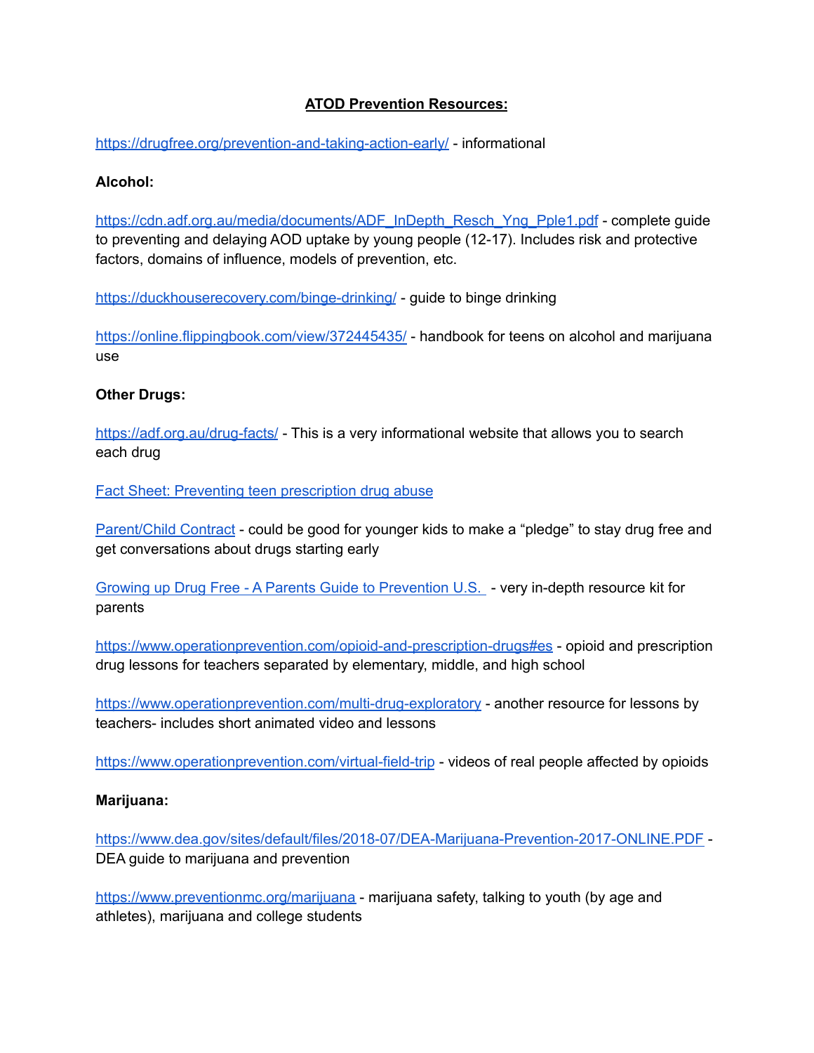**ATOD Prevention Resources:**

https://drugfree.org/prevention-and-taking-action-early/ - informational

**Alcohol:**

https://cdn.adf.org.au/media/documents/ADF_InDepth_Resch_Yng_Pple1.pdf - complete guide to preventing and delaying AOD uptake by young people (12-17). Includes risk and protective factors, domains of influence, models of prevention, etc.

https://duckhouserecovery.com/binge-drinking/ - guide to binge drinking

https://online.flippingbook.com/view/372445435/ - handbook for teens on alcohol and marijuana use

**Other Drugs:**

https://adf.org.au/drug-facts/ - This is a very informational website that allows you to search each drug

Fact Sheet: Preventing teen prescription drug abuse

Parent/Child Contract - could be good for younger kids to make a "pledge" to stay drug free and get conversations about drugs starting early

Growing up Drug Free - A Parents Guide to Prevention U.S. - very in-depth resource kit for parents

https://www.operationprevention.com/opioid-and-prescription-drugs#es - opioid and prescription drug lessons for teachers separated by elementary, middle, and high school

https://www.operationprevention.com/multi-drug-exploratory - another resource for lessons by teachers- includes short animated video and lessons

https://www.operationprevention.com/virtual-field-trip - videos of real people affected by opioids

**Marijuana:**

https://www.dea.gov/sites/default/files/2018-07/DEA-Marijuana-Prevention-2017-ONLINE.PDF - DEA guide to marijuana and prevention

https://www.preventionmc.org/marijuana - marijuana safety, talking to youth (by age and athletes), marijuana and college students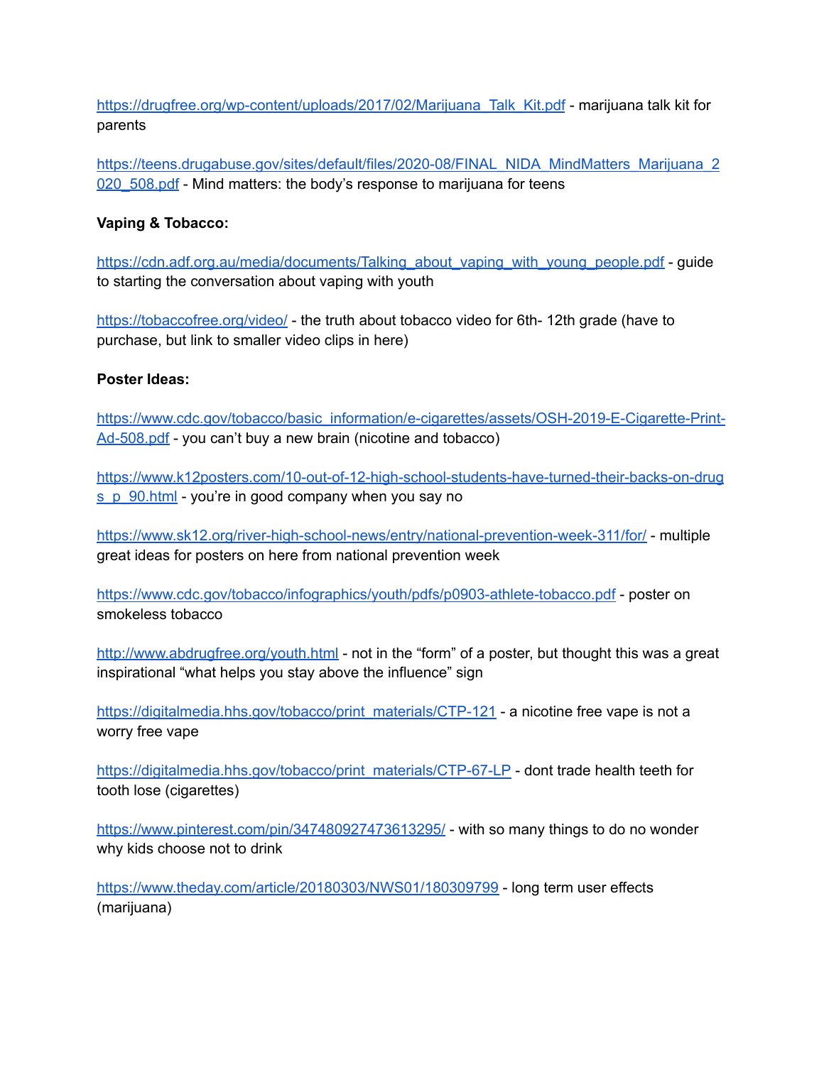https://drugfree.org/wp-content/uploads/2017/02/Marijuana_Talk_Kit.pdf - marijuana talk kit for parents

https://teens.drugabuse.gov/sites/default/files/2020-08/FINAL_NIDA_MindMatters_Marijuana_2020_508.pdf - Mind matters: the body's response to marijuana for teens

**Vaping & Tobacco:**

https://cdn.adf.org.au/media/documents/Talking_about_vaping_with_young_people.pdf - guide to starting the conversation about vaping with youth

https://tobaccofree.org/video/ - the truth about tobacco video for 6th- 12th grade (have to purchase, but link to smaller video clips in here)

**Poster Ideas:**

https://www.cdc.gov/tobacco/basic_information/e-cigarettes/assets/OSH-2019-E-Cigarette-Print-Ad-508.pdf - you can't buy a new brain (nicotine and tobacco)

https://www.k12posters.com/10-out-of-12-high-school-students-have-turned-their-backs-on-drugs_p_90.html - you're in good company when you say no

https://www.sk12.org/river-high-school-news/entry/national-prevention-week-311/for/ - multiple great ideas for posters on here from national prevention week

https://www.cdc.gov/tobacco/infographics/youth/pdfs/p0903-athlete-tobacco.pdf - poster on smokeless tobacco

http://www.abdrugfree.org/youth.html - not in the "form" of a poster, but thought this was a great inspirational "what helps you stay above the influence" sign

https://digitalmedia.hhs.gov/tobacco/print_materials/CTP-121 - a nicotine free vape is not a worry free vape

https://digitalmedia.hhs.gov/tobacco/print_materials/CTP-67-LP - dont trade health teeth for tooth lose (cigarettes)

https://www.pinterest.com/pin/347480927473613295/ - with so many things to do no wonder why kids choose not to drink

https://www.theday.com/article/20180303/NWS01/180309799 - long term user effects (marijuana)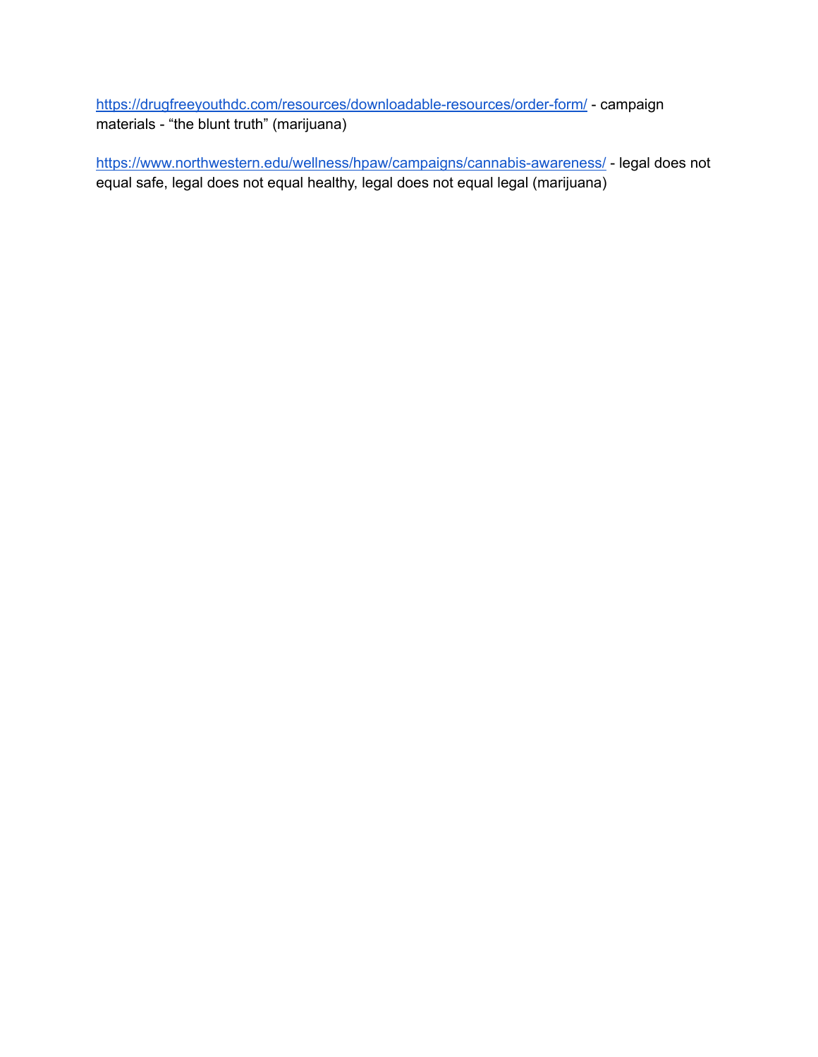[https://drugfreeyouthdc.com/resources/downloadable-resources/order-form/](https://drugfreeyouthdc.com/resources/downloadable-resources/order-form/) - campaign materials - “the blunt truth” (marijuana)

[https://www.northwestern.edu/wellness/hpaw/campaigns/cannabis-awareness/](https://www.northwestern.edu/wellness/hpaw/campaigns/cannabis-awareness/) - legal does not equal safe, legal does not equal healthy, legal does not equal legal (marijuana)